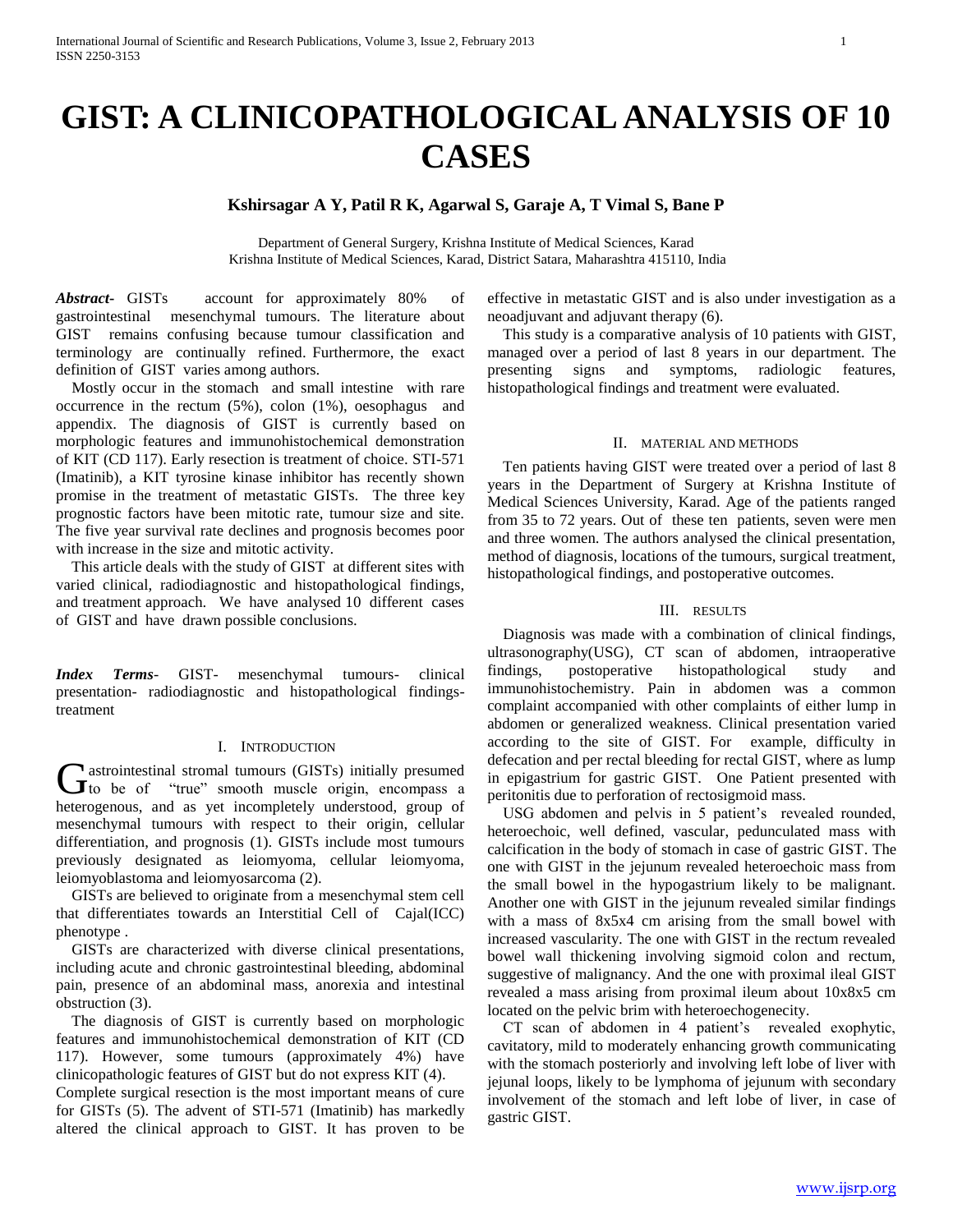# GIST: A CLINICOPATHOLOGICAL ANALYSIS OF 10 CASES

**Kshirsagar A Y, Patil R K, Agarwal S, Garaje A, T Vimal S, Bane P**

Department of General Surgery, Krishna Institute of Medical Sciences, Karad
Krishna Institute of Medical Sciences, Karad, District Satara, Maharashtra 415110, India

***Abstract***- GISTs account for approximately 80% of gastrointestinal mesenchymal tumours. The literature about GIST remains confusing because tumour classification and terminology are continually refined. Furthermore, the exact definition of GIST varies among authors.

Mostly occur in the stomach and small intestine with rare occurrence in the rectum (5%), colon (1%), oesophagus and appendix. The diagnosis of GIST is currently based on morphologic features and immunohistochemical demonstration of KIT (CD 117). Early resection is treatment of choice. STI-571 (Imatinib), a KIT tyrosine kinase inhibitor has recently shown promise in the treatment of metastatic GISTs. The three key prognostic factors have been mitotic rate, tumour size and site. The five year survival rate declines and prognosis becomes poor with increase in the size and mitotic activity.

This article deals with the study of GIST at different sites with varied clinical, radiodiagnostic and histopathological findings, and treatment approach. We have analysed 10 different cases of GIST and have drawn possible conclusions.

***Index Terms***- GIST- mesenchymal tumours- clinical presentation- radiodiagnostic and histopathological findings- treatment

## I. Introduction

Gastrointestinal stromal tumours (GISTs) initially presumed to be of "true" smooth muscle origin, encompass a heterogenous, and as yet incompletely understood, group of mesenchymal tumours with respect to their origin, cellular differentiation, and prognosis (1). GISTs include most tumours previously designated as leiomyoma, cellular leiomyoma, leiomyoblastoma and leiomyosarcoma (2).

GISTs are believed to originate from a mesenchymal stem cell that differentiates towards an Interstitial Cell of Cajal(ICC) phenotype .

GISTs are characterized with diverse clinical presentations, including acute and chronic gastrointestinal bleeding, abdominal pain, presence of an abdominal mass, anorexia and intestinal obstruction (3).

The diagnosis of GIST is currently based on morphologic features and immunohistochemical demonstration of KIT (CD 117). However, some tumours (approximately 4%) have clinicopathologic features of GIST but do not express KIT (4).

Complete surgical resection is the most important means of cure for GISTs (5). The advent of STI-571 (Imatinib) has markedly altered the clinical approach to GIST. It has proven to be effective in metastatic GIST and is also under investigation as a neoadjuvant and adjuvant therapy (6).

This study is a comparative analysis of 10 patients with GIST, managed over a period of last 8 years in our department. The presenting signs and symptoms, radiologic features, histopathological findings and treatment were evaluated.

## II. Material and Methods

Ten patients having GIST were treated over a period of last 8 years in the Department of Surgery at Krishna Institute of Medical Sciences University, Karad. Age of the patients ranged from 35 to 72 years. Out of these ten patients, seven were men and three women. The authors analysed the clinical presentation, method of diagnosis, locations of the tumours, surgical treatment, histopathological findings, and postoperative outcomes.

## III. Results

Diagnosis was made with a combination of clinical findings, ultrasonography(USG), CT scan of abdomen, intraoperative findings, postoperative histopathological study and immunohistochemistry. Pain in abdomen was a common complaint accompanied with other complaints of either lump in abdomen or generalized weakness. Clinical presentation varied according to the site of GIST. For example, difficulty in defecation and per rectal bleeding for rectal GIST, where as lump in epigastrium for gastric GIST. One Patient presented with peritonitis due to perforation of rectosigmoid mass.

USG abdomen and pelvis in 5 patient's revealed rounded, heteroechoic, well defined, vascular, pedunculated mass with calcification in the body of stomach in case of gastric GIST. The one with GIST in the jejunum revealed heteroechoic mass from the small bowel in the hypogastrium likely to be malignant. Another one with GIST in the jejunum revealed similar findings with a mass of 8x5x4 cm arising from the small bowel with increased vascularity. The one with GIST in the rectum revealed bowel wall thickening involving sigmoid colon and rectum, suggestive of malignancy. And the one with proximal ileal GIST revealed a mass arising from proximal ileum about 10x8x5 cm located on the pelvic brim with heteroechogenecity.

CT scan of abdomen in 4 patient's revealed exophytic, cavitatory, mild to moderately enhancing growth communicating with the stomach posteriorly and involving left lobe of liver with jejunal loops, likely to be lymphoma of jejunum with secondary involvement of the stomach and left lobe of liver, in case of gastric GIST.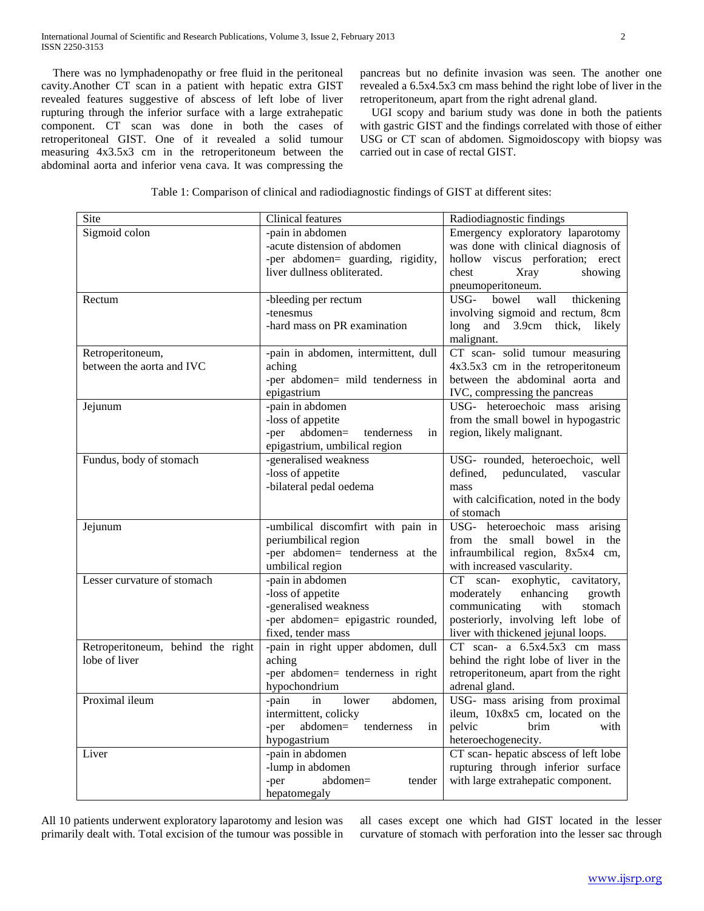There was no lymphadenopathy or free fluid in the peritoneal cavity.Another CT scan in a patient with hepatic extra GIST revealed features suggestive of abscess of left lobe of liver rupturing through the inferior surface with a large extrahepatic component. CT scan was done in both the cases of retroperitoneal GIST. One of it revealed a solid tumour measuring 4x3.5x3 cm in the retroperitoneum between the abdominal aorta and inferior vena cava. It was compressing the pancreas but no definite invasion was seen. The another one revealed a 6.5x4.5x3 cm mass behind the right lobe of liver in the retroperitoneum, apart from the right adrenal gland.

UGI scopy and barium study was done in both the patients with gastric GIST and the findings correlated with those of either USG or CT scan of abdomen. Sigmoidoscopy with biopsy was carried out in case of rectal GIST.

Table 1: Comparison of clinical and radiodiagnostic findings of GIST at different sites:

| Site | Clinical features | Radiodiagnostic findings |
|---|---|---|
| Sigmoid colon | -pain in abdomen<br>-acute distension of abdomen<br>-per abdomen= guarding, rigidity, liver dullness obliterated. | Emergency exploratory laparotomy was done with clinical diagnosis of hollow viscus perforation; erect chest Xray showing pneumoperitoneum. |
| Rectum | -bleeding per rectum<br>-tenesmus<br>-hard mass on PR examination | USG- bowel wall thickening involving sigmoid and rectum, 8cm long and 3.9cm thick, likely malignant. |
| Retroperitoneum, between the aorta and IVC | -pain in abdomen, intermittent, dull aching<br>-per abdomen= mild tenderness in epigastrium | CT scan- solid tumour measuring 4x3.5x3 cm in the retroperitoneum between the abdominal aorta and IVC, compressing the pancreas |
| Jejunum | -pain in abdomen<br>-loss of appetite<br>-per abdomen= tenderness in epigastrium, umbilical region | USG- heteroechoic mass arising from the small bowel in hypogastric region, likely malignant. |
| Fundus, body of stomach | -generalised weakness<br>-loss of appetite<br>-bilateral pedal oedema | USG- rounded, heteroechoic, well defined, pedunculated, vascular mass with calcification, noted in the body of stomach |
| Jejunum | -umbilical discomfirt with pain in periumbilical region<br>-per abdomen= tenderness at the umbilical region | USG- heteroechoic mass arising from the small bowel in the infraumbilical region, 8x5x4 cm, with increased vascularity. |
| Lesser curvature of stomach | -pain in abdomen<br>-loss of appetite<br>-generalised weakness<br>-per abdomen= epigastric rounded, fixed, tender mass | CT scan- exophytic, cavitatory, moderately enhancing growth communicating with stomach posteriorly, involving left lobe of liver with thickened jejunal loops. |
| Retroperitoneum, behind the right lobe of liver | -pain in right upper abdomen, dull aching<br>-per abdomen= tenderness in right hypochondrium | CT scan- a 6.5x4.5x3 cm mass behind the right lobe of liver in the retroperitoneum, apart from the right adrenal gland. |
| Proximal ileum | -pain in lower abdomen, intermittent, colicky<br>-per abdomen= tenderness in hypogastrium | USG- mass arising from proximal ileum, 10x8x5 cm, located on the pelvic brim with heteroechogenecity. |
| Liver | -pain in abdomen<br>-lump in abdomen<br>-per abdomen= tender hepatomegaly | CT scan- hepatic abscess of left lobe rupturing through inferior surface with large extrahepatic component. |

All 10 patients underwent exploratory laparotomy and lesion was primarily dealt with. Total excision of the tumour was possible in all cases except one which had GIST located in the lesser curvature of stomach with perforation into the lesser sac through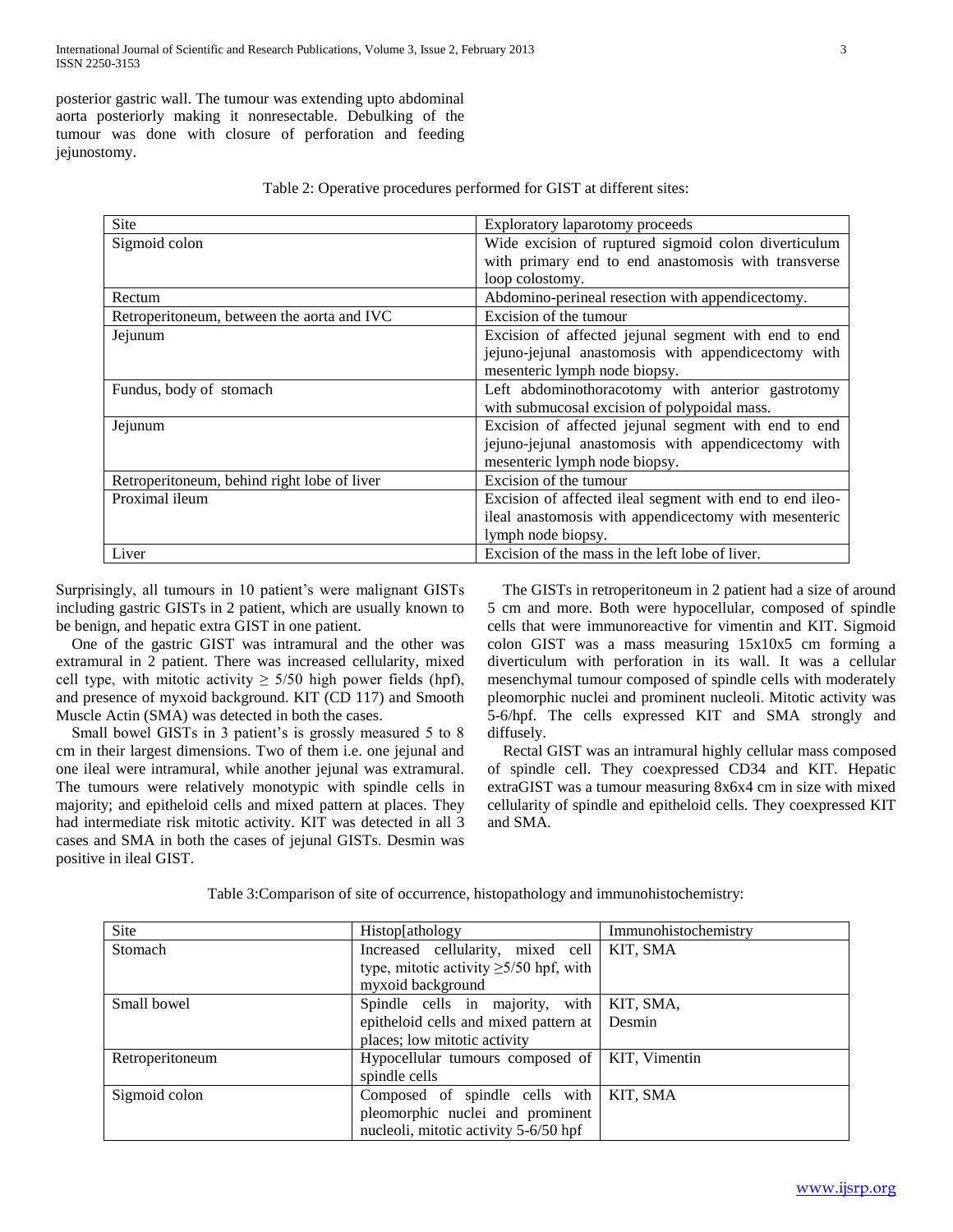posterior gastric wall. The tumour was extending upto abdominal aorta posteriorly making it nonresectable. Debulking of the tumour was done with closure of perforation and feeding jejunostomy.

Table 2: Operative procedures performed for GIST at different sites:

| Site | Exploratory laparotomy proceeds |
| --- | --- |
| Sigmoid colon | Wide excision of ruptured sigmoid colon diverticulum with primary end to end anastomosis with transverse loop colostomy. |
| Rectum | Abdomino-perineal resection with appendicectomy. |
| Retroperitoneum, between the aorta and IVC | Excision of the tumour |
| Jejunum | Excision of affected jejunal segment with end to end jejuno-jejunal anastomosis with appendicectomy with mesenteric lymph node biopsy. |
| Fundus, body of stomach | Left abdominothoracotomy with anterior gastrotomy with submucosal excision of polypoidal mass. |
| Jejunum | Excision of affected jejunal segment with end to end jejuno-jejunal anastomosis with appendicectomy with mesenteric lymph node biopsy. |
| Retroperitoneum, behind right lobe of liver | Excision of the tumour |
| Proximal ileum | Excision of affected ileal segment with end to end ileo-ileal anastomosis with appendicectomy with mesenteric lymph node biopsy. |
| Liver | Excision of the mass in the left lobe of liver. |

Surprisingly, all tumours in 10 patient's were malignant GISTs including gastric GISTs in 2 patient, which are usually known to be benign, and hepatic extra GIST in one patient.

One of the gastric GIST was intramural and the other was extramural in 2 patient. There was increased cellularity, mixed cell type, with mitotic activity ≥ 5/50 high power fields (hpf), and presence of myxoid background. KIT (CD 117) and Smooth Muscle Actin (SMA) was detected in both the cases.

Small bowel GISTs in 3 patient's is grossly measured 5 to 8 cm in their largest dimensions. Two of them i.e. one jejunal and one ileal were intramural, while another jejunal was extramural. The tumours were relatively monotypic with spindle cells in majority; and epitheloid cells and mixed pattern at places. They had intermediate risk mitotic activity. KIT was detected in all 3 cases and SMA in both the cases of jejunal GISTs. Desmin was positive in ileal GIST.

The GISTs in retroperitoneum in 2 patient had a size of around 5 cm and more. Both were hypocellular, composed of spindle cells that were immunoreactive for vimentin and KIT. Sigmoid colon GIST was a mass measuring 15x10x5 cm forming a diverticulum with perforation in its wall. It was a cellular mesenchymal tumour composed of spindle cells with moderately pleomorphic nuclei and prominent nucleoli. Mitotic activity was 5-6/hpf. The cells expressed KIT and SMA strongly and diffusely.

Rectal GIST was an intramural highly cellular mass composed of spindle cell. They coexpressed CD34 and KIT. Hepatic extraGIST was a tumour measuring 8x6x4 cm in size with mixed cellularity of spindle and epitheloid cells. They coexpressed KIT and SMA.

Table 3:Comparison of site of occurrence, histopathology and immunohistochemistry:

| Site | Histop[athology | Immunohistochemistry |
| --- | --- | --- |
| Stomach | Increased cellularity, mixed cell type, mitotic activity ≥5/50 hpf, with myxoid background | KIT, SMA |
| Small bowel | Spindle cells in majority, with epitheloid cells and mixed pattern at places; low mitotic activity | KIT, SMA, Desmin |
| Retroperitoneum | Hypocellular tumours composed of spindle cells | KIT, Vimentin |
| Sigmoid colon | Composed of spindle cells with pleomorphic nuclei and prominent nucleoli, mitotic activity 5-6/50 hpf | KIT, SMA |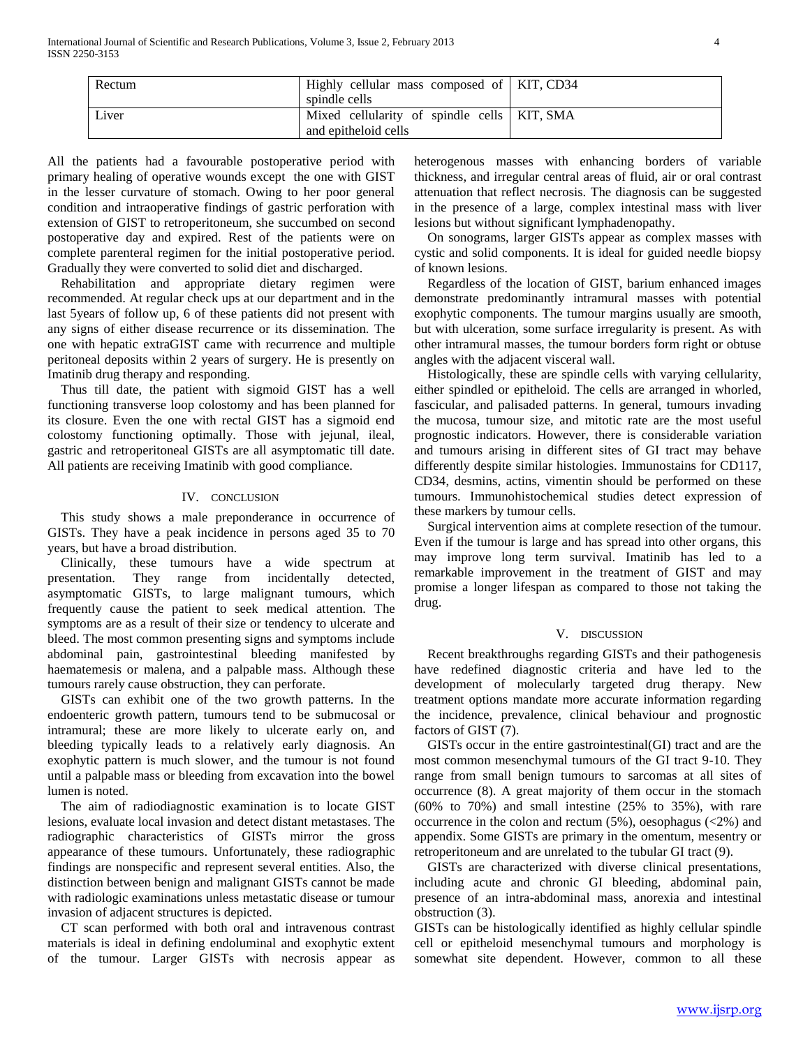| Rectum | Highly cellular mass composed of spindle cells | KIT, CD34 |
|---|---|---|
| Liver | Mixed cellularity of spindle cells and epitheloid cells | KIT, SMA |

All the patients had a favourable postoperative period with primary healing of operative wounds except the one with GIST in the lesser curvature of stomach. Owing to her poor general condition and intraoperative findings of gastric perforation with extension of GIST to retroperitoneum, she succumbed on second postoperative day and expired. Rest of the patients were on complete parenteral regimen for the initial postoperative period. Gradually they were converted to solid diet and discharged.

Rehabilitation and appropriate dietary regimen were recommended. At regular check ups at our department and in the last 5years of follow up, 6 of these patients did not present with any signs of either disease recurrence or its dissemination. The one with hepatic extraGIST came with recurrence and multiple peritoneal deposits within 2 years of surgery. He is presently on Imatinib drug therapy and responding.

Thus till date, the patient with sigmoid GIST has a well functioning transverse loop colostomy and has been planned for its closure. Even the one with rectal GIST has a sigmoid end colostomy functioning optimally. Those with jejunal, ileal, gastric and retroperitoneal GISTs are all asymptomatic till date. All patients are receiving Imatinib with good compliance.

## IV. Conclusion

This study shows a male preponderance in occurrence of GISTs. They have a peak incidence in persons aged 35 to 70 years, but have a broad distribution.

Clinically, these tumours have a wide spectrum at presentation. They range from incidentally detected, asymptomatic GISTs, to large malignant tumours, which frequently cause the patient to seek medical attention. The symptoms are as a result of their size or tendency to ulcerate and bleed. The most common presenting signs and symptoms include abdominal pain, gastrointestinal bleeding manifested by haematemesis or malena, and a palpable mass. Although these tumours rarely cause obstruction, they can perforate.

GISTs can exhibit one of the two growth patterns. In the endoenteric growth pattern, tumours tend to be submucosal or intramural; these are more likely to ulcerate early on, and bleeding typically leads to a relatively early diagnosis. An exophytic pattern is much slower, and the tumour is not found until a palpable mass or bleeding from excavation into the bowel lumen is noted.

The aim of radiodiagnostic examination is to locate GIST lesions, evaluate local invasion and detect distant metastases. The radiographic characteristics of GISTs mirror the gross appearance of these tumours. Unfortunately, these radiographic findings are nonspecific and represent several entities. Also, the distinction between benign and malignant GISTs cannot be made with radiologic examinations unless metastatic disease or tumour invasion of adjacent structures is depicted.

CT scan performed with both oral and intravenous contrast materials is ideal in defining endoluminal and exophytic extent of the tumour. Larger GISTs with necrosis appear as heterogenous masses with enhancing borders of variable thickness, and irregular central areas of fluid, air or oral contrast attenuation that reflect necrosis. The diagnosis can be suggested in the presence of a large, complex intestinal mass with liver lesions but without significant lymphadenopathy.

On sonograms, larger GISTs appear as complex masses with cystic and solid components. It is ideal for guided needle biopsy of known lesions.

Regardless of the location of GIST, barium enhanced images demonstrate predominantly intramural masses with potential exophytic components. The tumour margins usually are smooth, but with ulceration, some surface irregularity is present. As with other intramural masses, the tumour borders form right or obtuse angles with the adjacent visceral wall.

Histologically, these are spindle cells with varying cellularity, either spindled or epitheloid. The cells are arranged in whorled, fascicular, and palisaded patterns. In general, tumours invading the mucosa, tumour size, and mitotic rate are the most useful prognostic indicators. However, there is considerable variation and tumours arising in different sites of GI tract may behave differently despite similar histologies. Immunostains for CD117, CD34, desmins, actins, vimentin should be performed on these tumours. Immunohistochemical studies detect expression of these markers by tumour cells.

Surgical intervention aims at complete resection of the tumour. Even if the tumour is large and has spread into other organs, this may improve long term survival. Imatinib has led to a remarkable improvement in the treatment of GIST and may promise a longer lifespan as compared to those not taking the drug.

## V. Discussion

Recent breakthroughs regarding GISTs and their pathogenesis have redefined diagnostic criteria and have led to the development of molecularly targeted drug therapy. New treatment options mandate more accurate information regarding the incidence, prevalence, clinical behaviour and prognostic factors of GIST (7).

GISTs occur in the entire gastrointestinal(GI) tract and are the most common mesenchymal tumours of the GI tract 9-10. They range from small benign tumours to sarcomas at all sites of occurrence (8). A great majority of them occur in the stomach (60% to 70%) and small intestine (25% to 35%), with rare occurrence in the colon and rectum (5%), oesophagus (<2%) and appendix. Some GISTs are primary in the omentum, mesentry or retroperitoneum and are unrelated to the tubular GI tract (9).

GISTs are characterized with diverse clinical presentations, including acute and chronic GI bleeding, abdominal pain, presence of an intra-abdominal mass, anorexia and intestinal obstruction (3).

GISTs can be histologically identified as highly cellular spindle cell or epitheloid mesenchymal tumours and morphology is somewhat site dependent. However, common to all these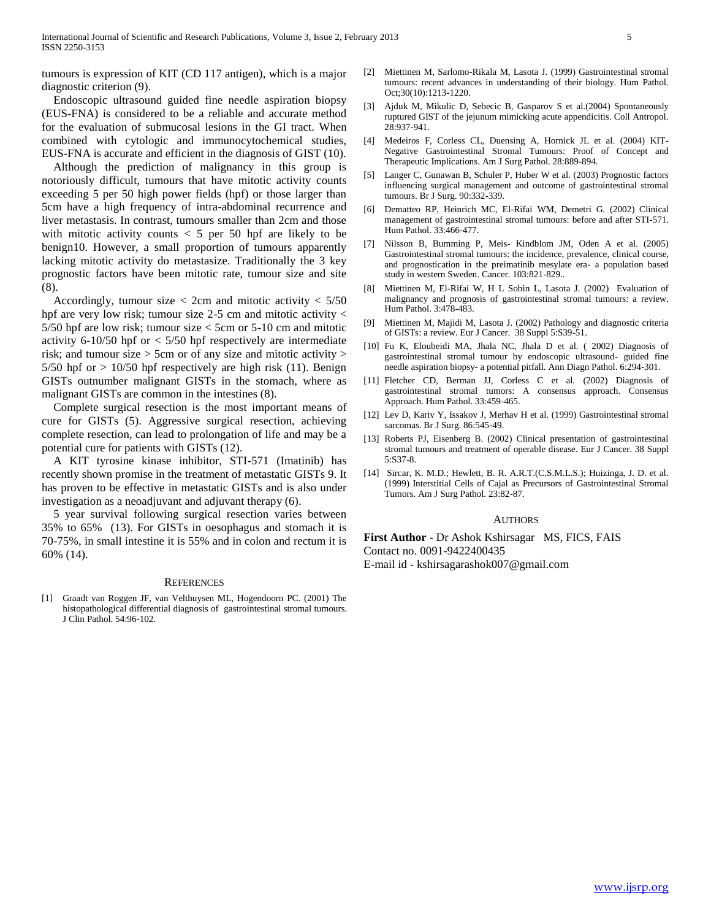tumours is expression of KIT (CD 117 antigen), which is a major diagnostic criterion (9).

Endoscopic ultrasound guided fine needle aspiration biopsy (EUS-FNA) is considered to be a reliable and accurate method for the evaluation of submucosal lesions in the GI tract. When combined with cytologic and immunocytochemical studies, EUS-FNA is accurate and efficient in the diagnosis of GIST (10).

Although the prediction of malignancy in this group is notoriously difficult, tumours that have mitotic activity counts exceeding 5 per 50 high power fields (hpf) or those larger than 5cm have a high frequency of intra-abdominal recurrence and liver metastasis. In contrast, tumours smaller than 2cm and those with mitotic activity counts < 5 per 50 hpf are likely to be benign10. However, a small proportion of tumours apparently lacking mitotic activity do metastasize. Traditionally the 3 key prognostic factors have been mitotic rate, tumour size and site (8).

Accordingly, tumour size < 2cm and mitotic activity < 5/50 hpf are very low risk; tumour size 2-5 cm and mitotic activity < 5/50 hpf are low risk; tumour size < 5cm or 5-10 cm and mitotic activity 6-10/50 hpf or < 5/50 hpf respectively are intermediate risk; and tumour size > 5cm or of any size and mitotic activity > 5/50 hpf or > 10/50 hpf respectively are high risk (11). Benign GISTs outnumber malignant GISTs in the stomach, where as malignant GISTs are common in the intestines (8).

Complete surgical resection is the most important means of cure for GISTs (5). Aggressive surgical resection, achieving complete resection, can lead to prolongation of life and may be a potential cure for patients with GISTs (12).

A KIT tyrosine kinase inhibitor, STI-571 (Imatinib) has recently shown promise in the treatment of metastatic GISTs 9. It has proven to be effective in metastatic GISTs and is also under investigation as a neoadjuvant and adjuvant therapy (6).

5 year survival following surgical resection varies between 35% to 65% (13). For GISTs in oesophagus and stomach it is 70-75%, in small intestine it is 55% and in colon and rectum it is 60% (14).

## References

[1] Graadt van Roggen JF, van Velthuysen ML, Hogendoorn PC. (2001) The histopathological differential diagnosis of gastrointestinal stromal tumours. J Clin Pathol. 54:96-102.

[2] Miettinen M, Sarlomo-Rikala M, Lasota J. (1999) Gastrointestinal stromal tumours: recent advances in understanding of their biology. Hum Pathol. Oct;30(10):1213-1220.

[3] Ajduk M, Mikulic D, Sebecic B, Gasparov S et al.(2004) Spontaneously ruptured GIST of the jejunum mimicking acute appendicitis. Coll Antropol. 28:937-941.

[4] Medeiros F, Corless CL, Duensing A, Hornick JL et al. (2004) KIT-Negative Gastrointestinal Stromal Tumours: Proof of Concept and Therapeutic Implications. Am J Surg Pathol. 28:889-894.

[5] Langer C, Gunawan B, Schuler P, Huber W et al. (2003) Prognostic factors influencing surgical management and outcome of gastrointestinal stromal tumours. Br J Surg. 90:332-339.

[6] Dematteo RP, Heinrich MC, El-Rifai WM, Demetri G. (2002) Clinical management of gastrointestinal stromal tumours: before and after STI-571. Hum Pathol. 33:466-477.

[7] Nilsson B, Bumming P, Meis- Kindblom JM, Oden A et al. (2005) Gastrointestinal stromal tumours: the incidence, prevalence, clinical course, and prognostication in the preimatinib mesylate era- a population based study in western Sweden. Cancer. 103:821-829..

[8] Miettinen M, El-Rifai W, H L Sobin L, Lasota J. (2002) Evaluation of malignancy and prognosis of gastrointestinal stromal tumours: a review. Hum Pathol. 3:478-483.

[9] Miettinen M, Majidi M, Lasota J. (2002) Pathology and diagnostic criteria of GISTs: a review. Eur J Cancer. 38 Suppl 5:S39-51.

[10] Fu K, Eloubeidi MA, Jhala NC, Jhala D et al. ( 2002) Diagnosis of gastrointestinal stromal tumour by endoscopic ultrasound- guided fine needle aspiration biopsy- a potential pitfall. Ann Diagn Pathol. 6:294-301.

[11] Fletcher CD, Berman JJ, Corless C et al. (2002) Diagnosis of gastrointestinal stromal tumors: A consensus approach. Consensus Approach. Hum Pathol. 33:459-465.

[12] Lev D, Kariv Y, Issakov J, Merhav H et al. (1999) Gastrointestinal stromal sarcomas. Br J Surg. 86:545-49.

[13] Roberts PJ, Eisenberg B. (2002) Clinical presentation of gastrointestinal stromal tumours and treatment of operable disease. Eur J Cancer. 38 Suppl 5:S37-8.

[14] Sircar, K. M.D.; Hewlett, B. R. A.R.T.(C.S.M.L.S.); Huizinga, J. D. et al. (1999) Interstitial Cells of Cajal as Precursors of Gastrointestinal Stromal Tumors. Am J Surg Pathol. 23:82-87.

## Authors

**First Author -** Dr Ashok Kshirsagar MS, FICS, FAIS
Contact no. 0091-9422400435
E-mail id - kshirsagarashok007@gmail.com